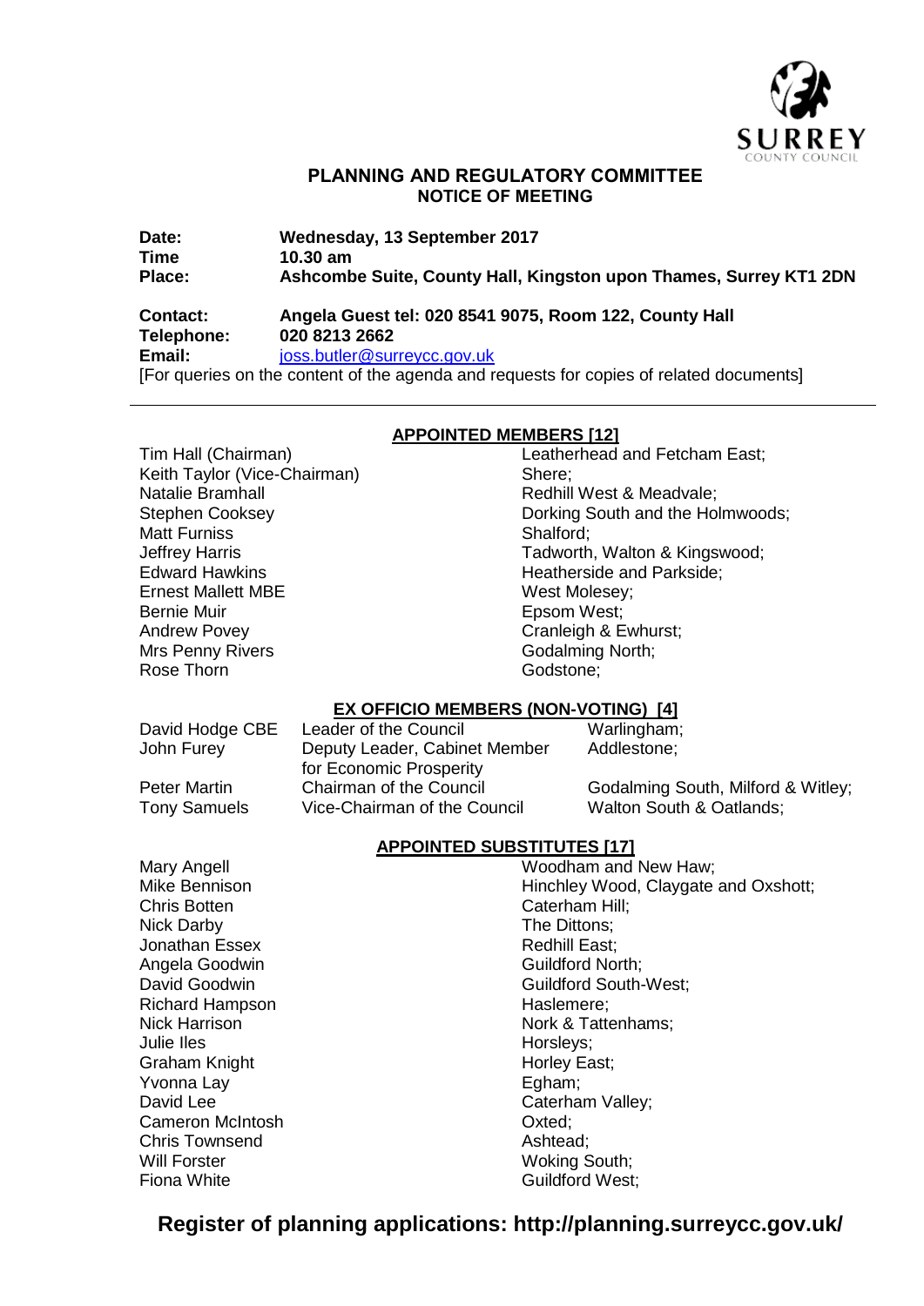# PLANNING AND REGULATORY COMMITTEE
## NOTICE OF MEETING

**Date:** Wednesday, 13 September 2017
**Time** 10.30 am
**Place:** Ashcombe Suite, County Hall, Kingston upon Thames, Surrey KT1 2DN

**Contact:** Angela Guest tel: 020 8541 9075, Room 122, County Hall
**Telephone:** 020 8213 2662
**Email:** joss.butler@surreycc.gov.uk

[For queries on the content of the agenda and requests for copies of related documents]

### APPOINTED MEMBERS [12]

| | |
|---|---|
| Tim Hall (Chairman) | Leatherhead and Fetcham East; |
| Keith Taylor (Vice-Chairman) | Shere; |
| Natalie Bramhall | Redhill West & Meadvale; |
| Stephen Cooksey | Dorking South and the Holmwoods; |
| Matt Furniss | Shalford; |
| Jeffrey Harris | Tadworth, Walton & Kingswood; |
| Edward Hawkins | Heatherside and Parkside; |
| Ernest Mallett MBE | West Molesey; |
| Bernie Muir | Epsom West; |
| Andrew Povey | Cranleigh & Ewhurst; |
| Mrs Penny Rivers | Godalming North; |
| Rose Thorn | Godstone; |

### EX OFFICIO MEMBERS (NON-VOTING) [4]

| | | |
|---|---|---|
| David Hodge CBE | Leader of the Council | Warlingham; |
| John Furey | Deputy Leader, Cabinet Member for Economic Prosperity | Addlestone; |
| Peter Martin | Chairman of the Council | Godalming South, Milford & Witley; |
| Tony Samuels | Vice-Chairman of the Council | Walton South & Oatlands; |

### APPOINTED SUBSTITUTES [17]

| | |
|---|---|
| Mary Angell | Woodham and New Haw; |
| Mike Bennison | Hinchley Wood, Claygate and Oxshott; |
| Chris Botten | Caterham Hill; |
| Nick Darby | The Dittons; |
| Jonathan Essex | Redhill East; |
| Angela Goodwin | Guildford North; |
| David Goodwin | Guildford South-West; |
| Richard Hampson | Haslemere; |
| Nick Harrison | Nork & Tattenhams; |
| Julie Iles | Horsleys; |
| Graham Knight | Horley East; |
| Yvonna Lay | Egham; |
| David Lee | Caterham Valley; |
| Cameron McIntosh | Oxted; |
| Chris Townsend | Ashtead; |
| Will Forster | Woking South; |
| Fiona White | Guildford West; |

**Register of planning applications: http://planning.surreycc.gov.uk/**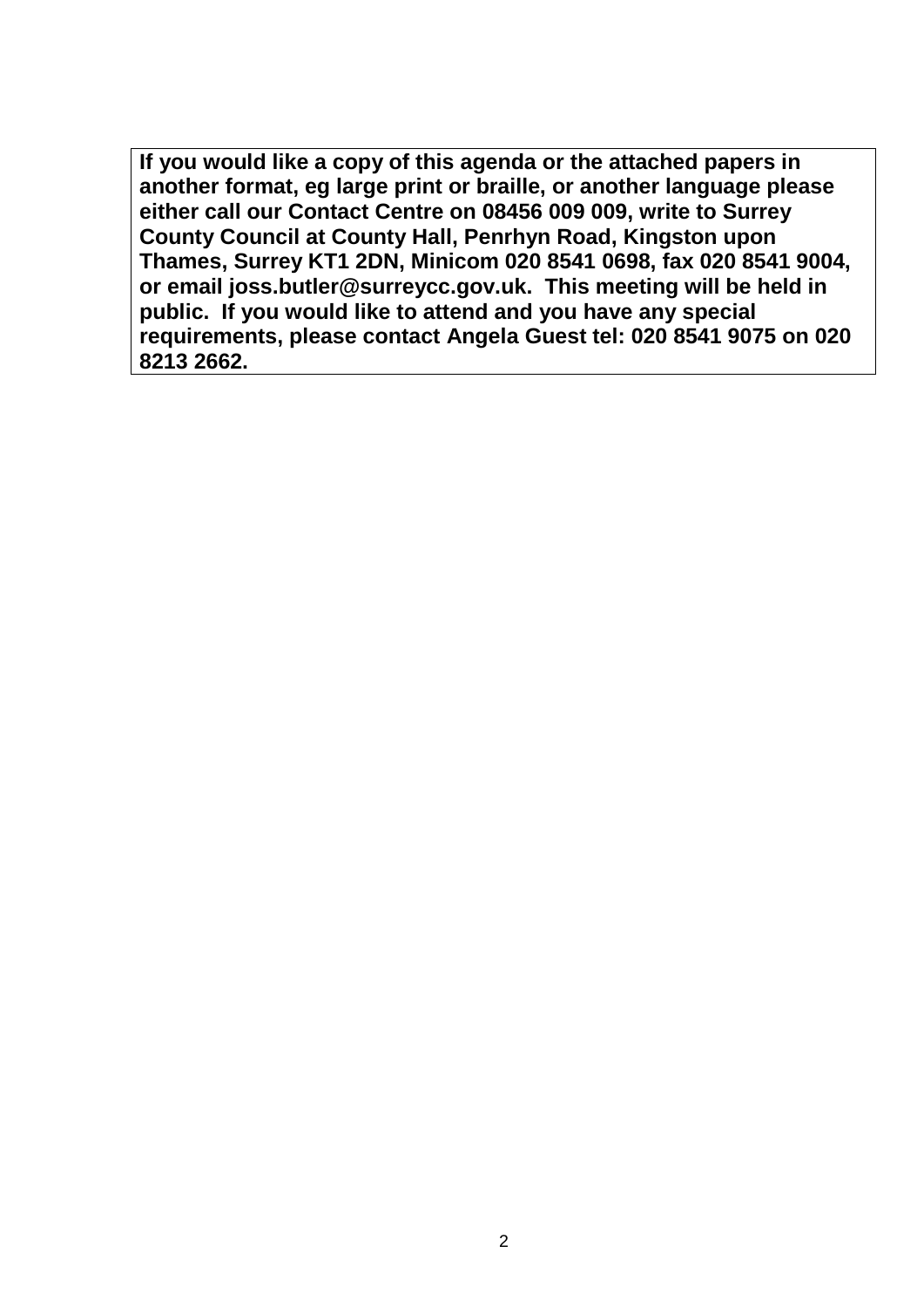**If you would like a copy of this agenda or the attached papers in another format, eg large print or braille, or another language please either call our Contact Centre on 08456 009 009, write to Surrey County Council at County Hall, Penrhyn Road, Kingston upon Thames, Surrey KT1 2DN, Minicom 020 8541 0698, fax 020 8541 9004, or email joss.butler@surreycc.gov.uk. This meeting will be held in public. If you would like to attend and you have any special requirements, please contact Angela Guest tel: 020 8541 9075 on 020 8213 2662.**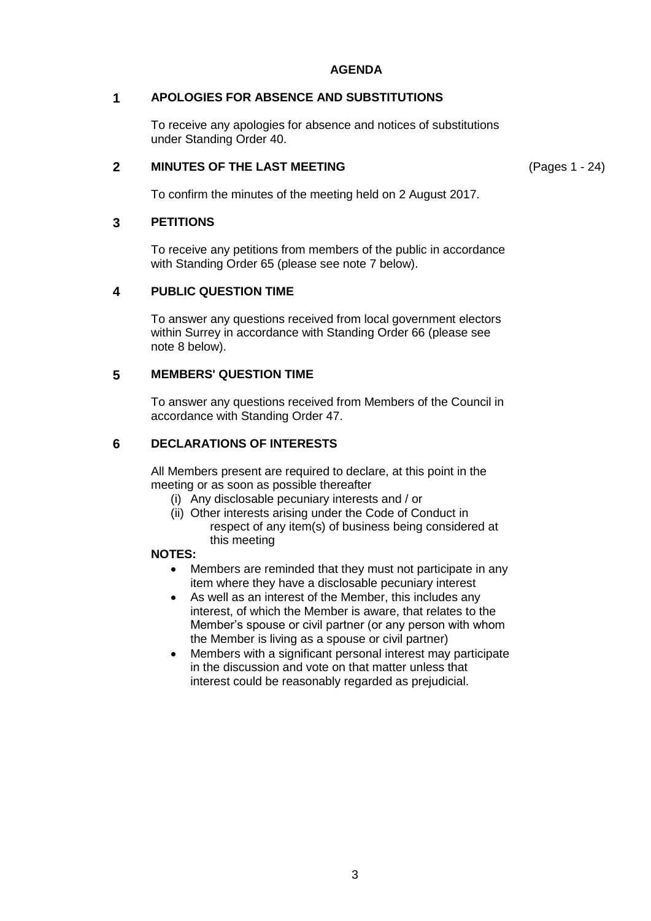# AGENDA

## 1 APOLOGIES FOR ABSENCE AND SUBSTITUTIONS

To receive any apologies for absence and notices of substitutions under Standing Order 40.

## 2 MINUTES OF THE LAST MEETING

(Pages 1 - 24)

To confirm the minutes of the meeting held on 2 August 2017.

## 3 PETITIONS

To receive any petitions from members of the public in accordance with Standing Order 65 (please see note 7 below).

## 4 PUBLIC QUESTION TIME

To answer any questions received from local government electors within Surrey in accordance with Standing Order 66 (please see note 8 below).

## 5 MEMBERS' QUESTION TIME

To answer any questions received from Members of the Council in accordance with Standing Order 47.

## 6 DECLARATIONS OF INTERESTS

All Members present are required to declare, at this point in the meeting or as soon as possible thereafter

(i) Any disclosable pecuniary interests and / or
(ii) Other interests arising under the Code of Conduct in respect of any item(s) of business being considered at this meeting

**NOTES:**

- Members are reminded that they must not participate in any item where they have a disclosable pecuniary interest
- As well as an interest of the Member, this includes any interest, of which the Member is aware, that relates to the Member's spouse or civil partner (or any person with whom the Member is living as a spouse or civil partner)
- Members with a significant personal interest may participate in the discussion and vote on that matter unless that interest could be reasonably regarded as prejudicial.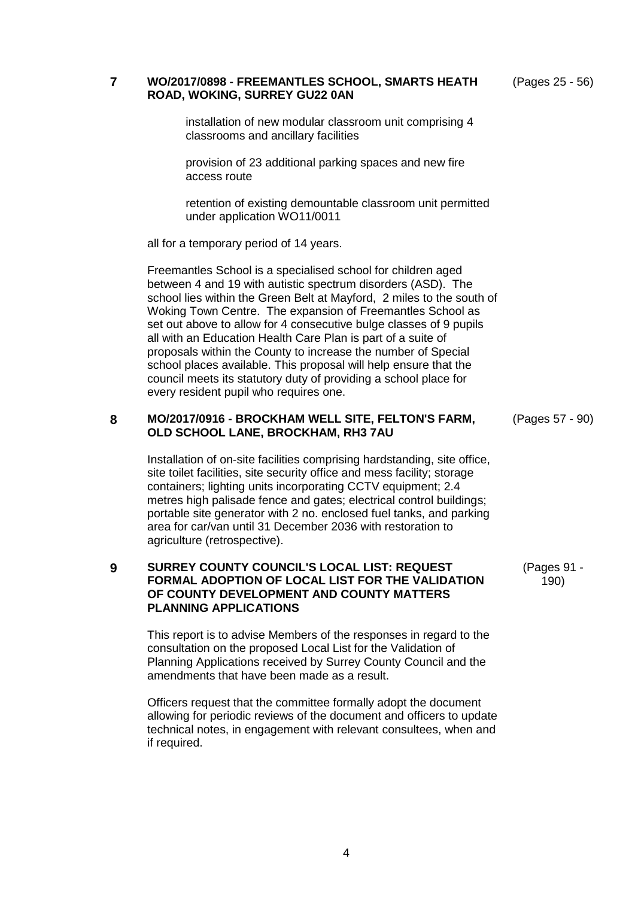## 7 WO/2017/0898 - FREEMANTLES SCHOOL, SMARTS HEATH ROAD, WOKING, SURREY GU22 0AN

(Pages 25 - 56)

installation of new modular classroom unit comprising 4 classrooms and ancillary facilities

provision of 23 additional parking spaces and new fire access route

retention of existing demountable classroom unit permitted under application WO11/0011

all for a temporary period of 14 years.

Freemantles School is a specialised school for children aged between 4 and 19 with autistic spectrum disorders (ASD). The school lies within the Green Belt at Mayford, 2 miles to the south of Woking Town Centre. The expansion of Freemantles School as set out above to allow for 4 consecutive bulge classes of 9 pupils all with an Education Health Care Plan is part of a suite of proposals within the County to increase the number of Special school places available. This proposal will help ensure that the council meets its statutory duty of providing a school place for every resident pupil who requires one.

## 8 MO/2017/0916 - BROCKHAM WELL SITE, FELTON'S FARM, OLD SCHOOL LANE, BROCKHAM, RH3 7AU

(Pages 57 - 90)

Installation of on-site facilities comprising hardstanding, site office, site toilet facilities, site security office and mess facility; storage containers; lighting units incorporating CCTV equipment; 2.4 metres high palisade fence and gates; electrical control buildings; portable site generator with 2 no. enclosed fuel tanks, and parking area for car/van until 31 December 2036 with restoration to agriculture (retrospective).

## 9 SURREY COUNTY COUNCIL'S LOCAL LIST: REQUEST FORMAL ADOPTION OF LOCAL LIST FOR THE VALIDATION OF COUNTY DEVELOPMENT AND COUNTY MATTERS PLANNING APPLICATIONS

(Pages 91 - 190)

This report is to advise Members of the responses in regard to the consultation on the proposed Local List for the Validation of Planning Applications received by Surrey County Council and the amendments that have been made as a result.

Officers request that the committee formally adopt the document allowing for periodic reviews of the document and officers to update technical notes, in engagement with relevant consultees, when and if required.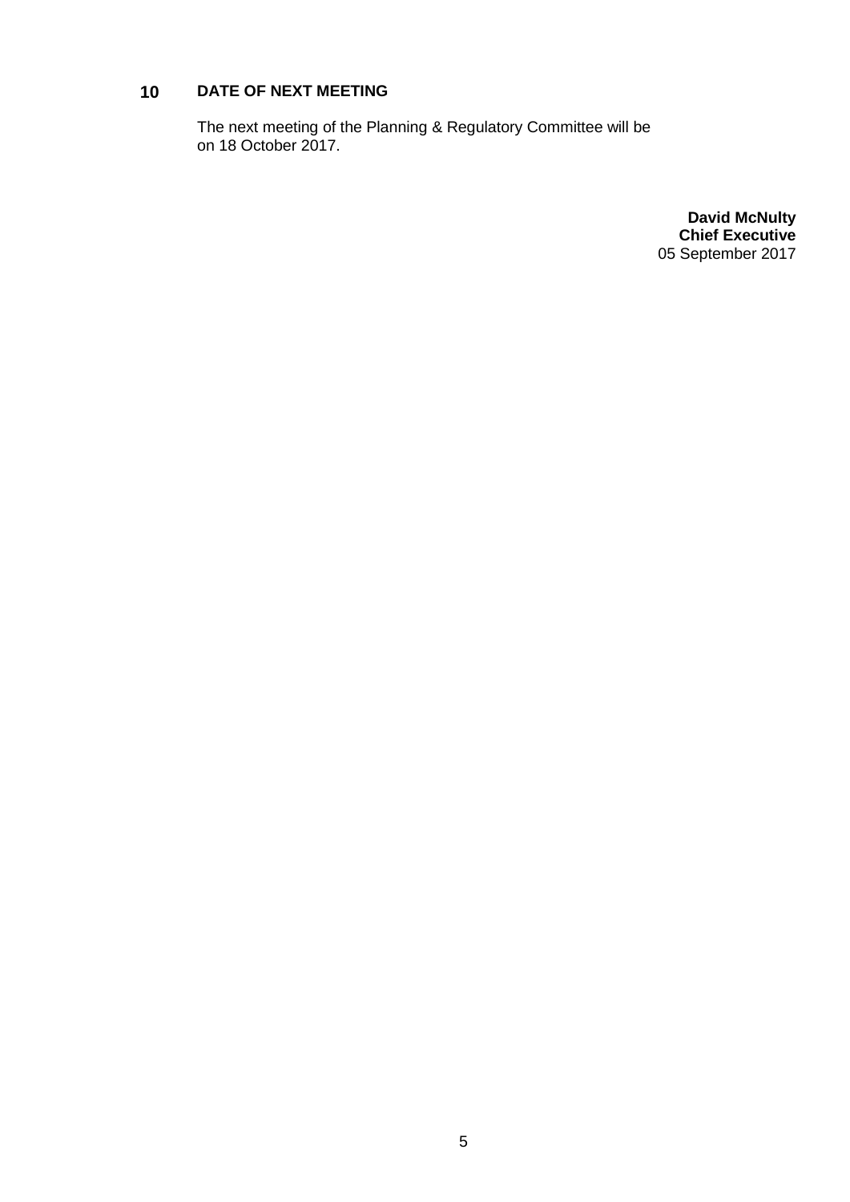## 10 DATE OF NEXT MEETING

The next meeting of the Planning & Regulatory Committee will be on 18 October 2017.

**David McNulty**
**Chief Executive**
05 September 2017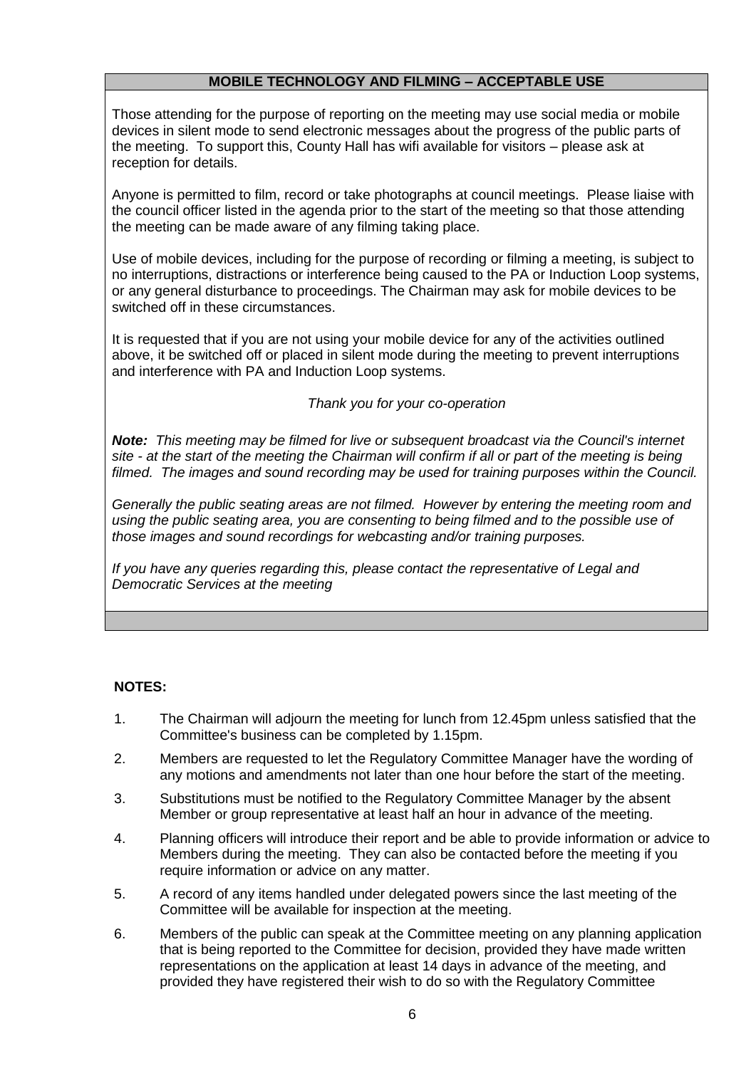## MOBILE TECHNOLOGY AND FILMING – ACCEPTABLE USE

Those attending for the purpose of reporting on the meeting may use social media or mobile devices in silent mode to send electronic messages about the progress of the public parts of the meeting. To support this, County Hall has wifi available for visitors – please ask at reception for details.

Anyone is permitted to film, record or take photographs at council meetings. Please liaise with the council officer listed in the agenda prior to the start of the meeting so that those attending the meeting can be made aware of any filming taking place.

Use of mobile devices, including for the purpose of recording or filming a meeting, is subject to no interruptions, distractions or interference being caused to the PA or Induction Loop systems, or any general disturbance to proceedings. The Chairman may ask for mobile devices to be switched off in these circumstances.

It is requested that if you are not using your mobile device for any of the activities outlined above, it be switched off or placed in silent mode during the meeting to prevent interruptions and interference with PA and Induction Loop systems.

*Thank you for your co-operation*

***Note:*** *This meeting may be filmed for live or subsequent broadcast via the Council's internet site - at the start of the meeting the Chairman will confirm if all or part of the meeting is being filmed. The images and sound recording may be used for training purposes within the Council.*

*Generally the public seating areas are not filmed. However by entering the meeting room and using the public seating area, you are consenting to being filmed and to the possible use of those images and sound recordings for webcasting and/or training purposes.*

*If you have any queries regarding this, please contact the representative of Legal and Democratic Services at the meeting*

**NOTES:**

1. The Chairman will adjourn the meeting for lunch from 12.45pm unless satisfied that the Committee's business can be completed by 1.15pm.
2. Members are requested to let the Regulatory Committee Manager have the wording of any motions and amendments not later than one hour before the start of the meeting.
3. Substitutions must be notified to the Regulatory Committee Manager by the absent Member or group representative at least half an hour in advance of the meeting.
4. Planning officers will introduce their report and be able to provide information or advice to Members during the meeting. They can also be contacted before the meeting if you require information or advice on any matter.
5. A record of any items handled under delegated powers since the last meeting of the Committee will be available for inspection at the meeting.
6. Members of the public can speak at the Committee meeting on any planning application that is being reported to the Committee for decision, provided they have made written representations on the application at least 14 days in advance of the meeting, and provided they have registered their wish to do so with the Regulatory Committee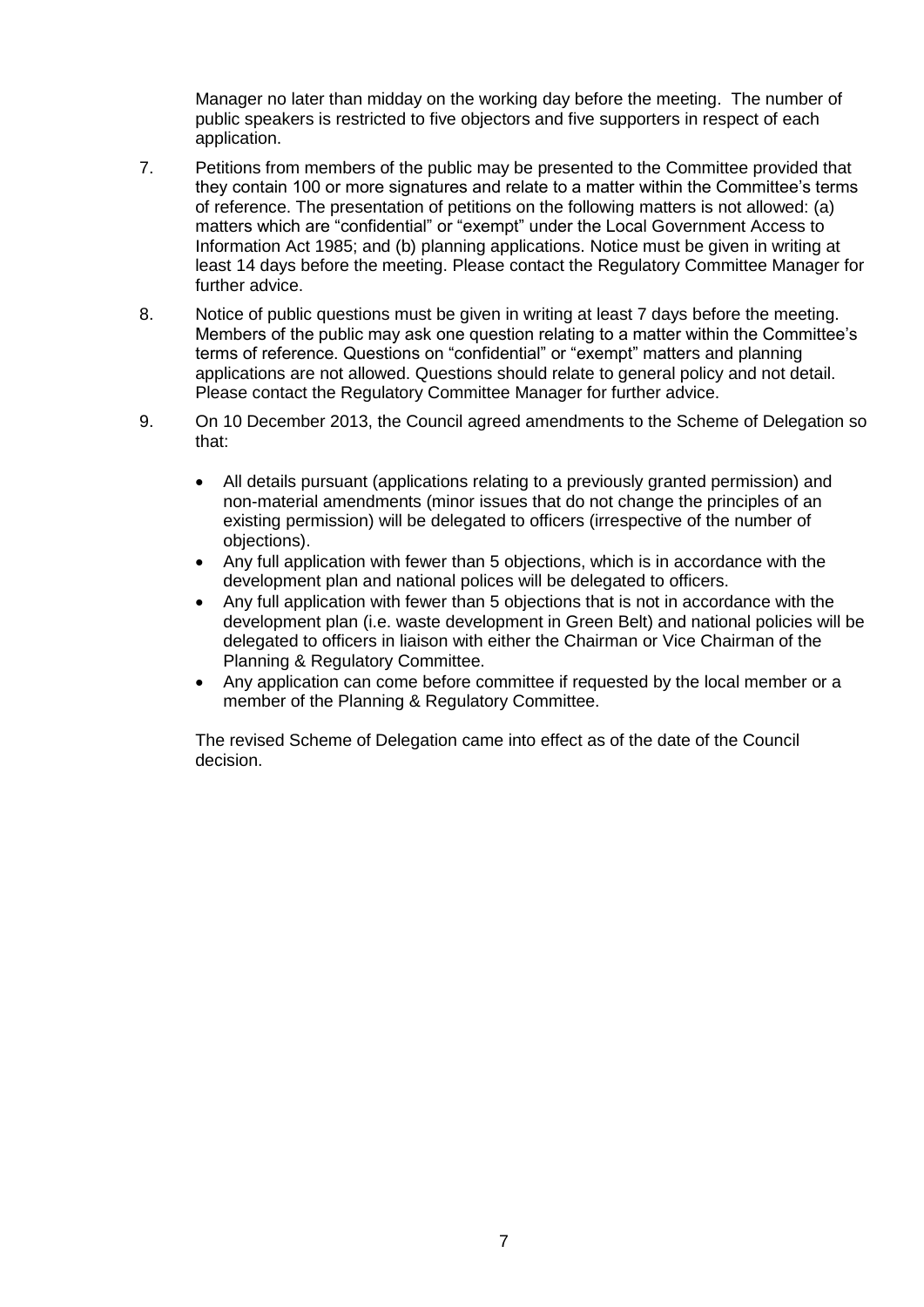Manager no later than midday on the working day before the meeting. The number of public speakers is restricted to five objectors and five supporters in respect of each application.

7. Petitions from members of the public may be presented to the Committee provided that they contain 100 or more signatures and relate to a matter within the Committee's terms of reference. The presentation of petitions on the following matters is not allowed: (a) matters which are "confidential" or "exempt" under the Local Government Access to Information Act 1985; and (b) planning applications. Notice must be given in writing at least 14 days before the meeting. Please contact the Regulatory Committee Manager for further advice.

8. Notice of public questions must be given in writing at least 7 days before the meeting. Members of the public may ask one question relating to a matter within the Committee's terms of reference. Questions on "confidential" or "exempt" matters and planning applications are not allowed. Questions should relate to general policy and not detail. Please contact the Regulatory Committee Manager for further advice.

9. On 10 December 2013, the Council agreed amendments to the Scheme of Delegation so that:

   - All details pursuant (applications relating to a previously granted permission) and non-material amendments (minor issues that do not change the principles of an existing permission) will be delegated to officers (irrespective of the number of objections).
   - Any full application with fewer than 5 objections, which is in accordance with the development plan and national polices will be delegated to officers.
   - Any full application with fewer than 5 objections that is not in accordance with the development plan (i.e. waste development in Green Belt) and national policies will be delegated to officers in liaison with either the Chairman or Vice Chairman of the Planning & Regulatory Committee.
   - Any application can come before committee if requested by the local member or a member of the Planning & Regulatory Committee.

   The revised Scheme of Delegation came into effect as of the date of the Council decision.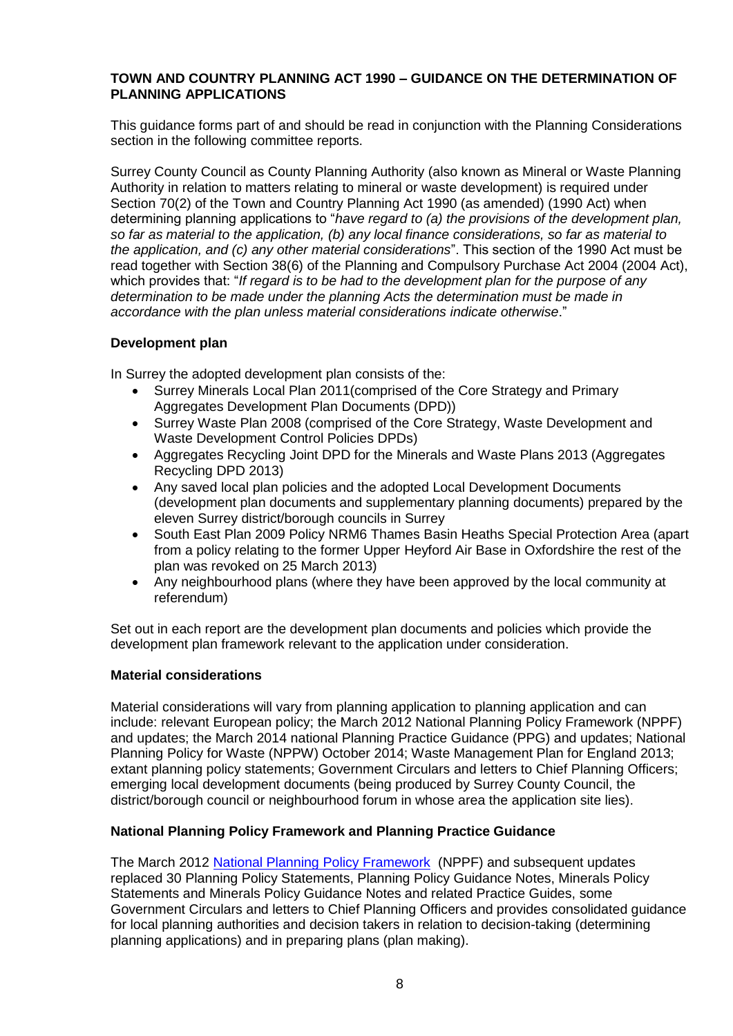**TOWN AND COUNTRY PLANNING ACT 1990 – GUIDANCE ON THE DETERMINATION OF PLANNING APPLICATIONS**

This guidance forms part of and should be read in conjunction with the Planning Considerations section in the following committee reports.

Surrey County Council as County Planning Authority (also known as Mineral or Waste Planning Authority in relation to matters relating to mineral or waste development) is required under Section 70(2) of the Town and Country Planning Act 1990 (as amended) (1990 Act) when determining planning applications to "*have regard to (a) the provisions of the development plan, so far as material to the application, (b) any local finance considerations, so far as material to the application, and (c) any other material considerations*". This section of the 1990 Act must be read together with Section 38(6) of the Planning and Compulsory Purchase Act 2004 (2004 Act), which provides that: "*If regard is to be had to the development plan for the purpose of any determination to be made under the planning Acts the determination must be made in accordance with the plan unless material considerations indicate otherwise*."

**Development plan**

In Surrey the adopted development plan consists of the:

- Surrey Minerals Local Plan 2011(comprised of the Core Strategy and Primary Aggregates Development Plan Documents (DPD))
- Surrey Waste Plan 2008 (comprised of the Core Strategy, Waste Development and Waste Development Control Policies DPDs)
- Aggregates Recycling Joint DPD for the Minerals and Waste Plans 2013 (Aggregates Recycling DPD 2013)
- Any saved local plan policies and the adopted Local Development Documents (development plan documents and supplementary planning documents) prepared by the eleven Surrey district/borough councils in Surrey
- South East Plan 2009 Policy NRM6 Thames Basin Heaths Special Protection Area (apart from a policy relating to the former Upper Heyford Air Base in Oxfordshire the rest of the plan was revoked on 25 March 2013)
- Any neighbourhood plans (where they have been approved by the local community at referendum)

Set out in each report are the development plan documents and policies which provide the development plan framework relevant to the application under consideration.

**Material considerations**

Material considerations will vary from planning application to planning application and can include: relevant European policy; the March 2012 National Planning Policy Framework (NPPF) and updates; the March 2014 national Planning Practice Guidance (PPG) and updates; National Planning Policy for Waste (NPPW) October 2014; Waste Management Plan for England 2013; extant planning policy statements; Government Circulars and letters to Chief Planning Officers; emerging local development documents (being produced by Surrey County Council, the district/borough council or neighbourhood forum in whose area the application site lies).

**National Planning Policy Framework and Planning Practice Guidance**

The March 2012 National Planning Policy Framework (NPPF) and subsequent updates replaced 30 Planning Policy Statements, Planning Policy Guidance Notes, Minerals Policy Statements and Minerals Policy Guidance Notes and related Practice Guides, some Government Circulars and letters to Chief Planning Officers and provides consolidated guidance for local planning authorities and decision takers in relation to decision-taking (determining planning applications) and in preparing plans (plan making).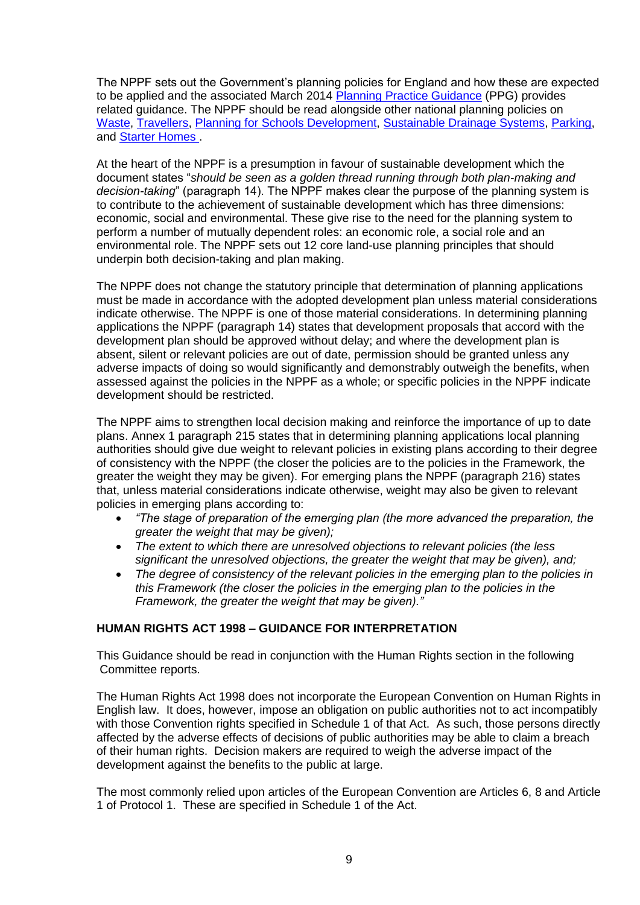The NPPF sets out the Government's planning policies for England and how these are expected to be applied and the associated March 2014 Planning Practice Guidance (PPG) provides related guidance. The NPPF should be read alongside other national planning policies on Waste, Travellers, Planning for Schools Development, Sustainable Drainage Systems, Parking, and Starter Homes .

At the heart of the NPPF is a presumption in favour of sustainable development which the document states "*should be seen as a golden thread running through both plan-making and decision-taking*" (paragraph 14). The NPPF makes clear the purpose of the planning system is to contribute to the achievement of sustainable development which has three dimensions: economic, social and environmental. These give rise to the need for the planning system to perform a number of mutually dependent roles: an economic role, a social role and an environmental role. The NPPF sets out 12 core land-use planning principles that should underpin both decision-taking and plan making.

The NPPF does not change the statutory principle that determination of planning applications must be made in accordance with the adopted development plan unless material considerations indicate otherwise. The NPPF is one of those material considerations. In determining planning applications the NPPF (paragraph 14) states that development proposals that accord with the development plan should be approved without delay; and where the development plan is absent, silent or relevant policies are out of date, permission should be granted unless any adverse impacts of doing so would significantly and demonstrably outweigh the benefits, when assessed against the policies in the NPPF as a whole; or specific policies in the NPPF indicate development should be restricted.

The NPPF aims to strengthen local decision making and reinforce the importance of up to date plans. Annex 1 paragraph 215 states that in determining planning applications local planning authorities should give due weight to relevant policies in existing plans according to their degree of consistency with the NPPF (the closer the policies are to the policies in the Framework, the greater the weight they may be given). For emerging plans the NPPF (paragraph 216) states that, unless material considerations indicate otherwise, weight may also be given to relevant policies in emerging plans according to:

- *"The stage of preparation of the emerging plan (the more advanced the preparation, the greater the weight that may be given);*
- *The extent to which there are unresolved objections to relevant policies (the less significant the unresolved objections, the greater the weight that may be given), and;*
- *The degree of consistency of the relevant policies in the emerging plan to the policies in this Framework (the closer the policies in the emerging plan to the policies in the Framework, the greater the weight that may be given)."*

**HUMAN RIGHTS ACT 1998 – GUIDANCE FOR INTERPRETATION**

This Guidance should be read in conjunction with the Human Rights section in the following Committee reports.

The Human Rights Act 1998 does not incorporate the European Convention on Human Rights in English law. It does, however, impose an obligation on public authorities not to act incompatibly with those Convention rights specified in Schedule 1 of that Act. As such, those persons directly affected by the adverse effects of decisions of public authorities may be able to claim a breach of their human rights. Decision makers are required to weigh the adverse impact of the development against the benefits to the public at large.

The most commonly relied upon articles of the European Convention are Articles 6, 8 and Article 1 of Protocol 1. These are specified in Schedule 1 of the Act.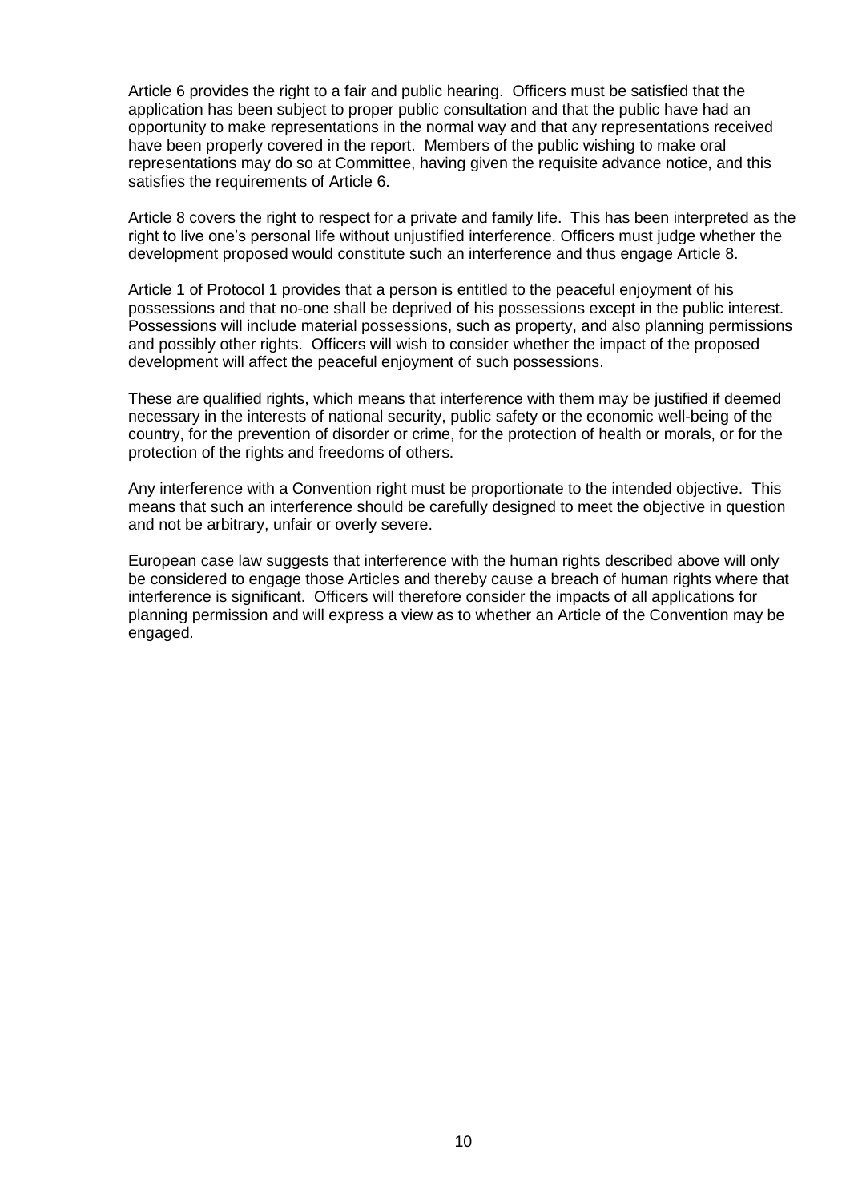Article 6 provides the right to a fair and public hearing. Officers must be satisfied that the application has been subject to proper public consultation and that the public have had an opportunity to make representations in the normal way and that any representations received have been properly covered in the report. Members of the public wishing to make oral representations may do so at Committee, having given the requisite advance notice, and this satisfies the requirements of Article 6.

Article 8 covers the right to respect for a private and family life. This has been interpreted as the right to live one's personal life without unjustified interference. Officers must judge whether the development proposed would constitute such an interference and thus engage Article 8.

Article 1 of Protocol 1 provides that a person is entitled to the peaceful enjoyment of his possessions and that no-one shall be deprived of his possessions except in the public interest. Possessions will include material possessions, such as property, and also planning permissions and possibly other rights. Officers will wish to consider whether the impact of the proposed development will affect the peaceful enjoyment of such possessions.

These are qualified rights, which means that interference with them may be justified if deemed necessary in the interests of national security, public safety or the economic well-being of the country, for the prevention of disorder or crime, for the protection of health or morals, or for the protection of the rights and freedoms of others.

Any interference with a Convention right must be proportionate to the intended objective. This means that such an interference should be carefully designed to meet the objective in question and not be arbitrary, unfair or overly severe.

European case law suggests that interference with the human rights described above will only be considered to engage those Articles and thereby cause a breach of human rights where that interference is significant. Officers will therefore consider the impacts of all applications for planning permission and will express a view as to whether an Article of the Convention may be engaged.